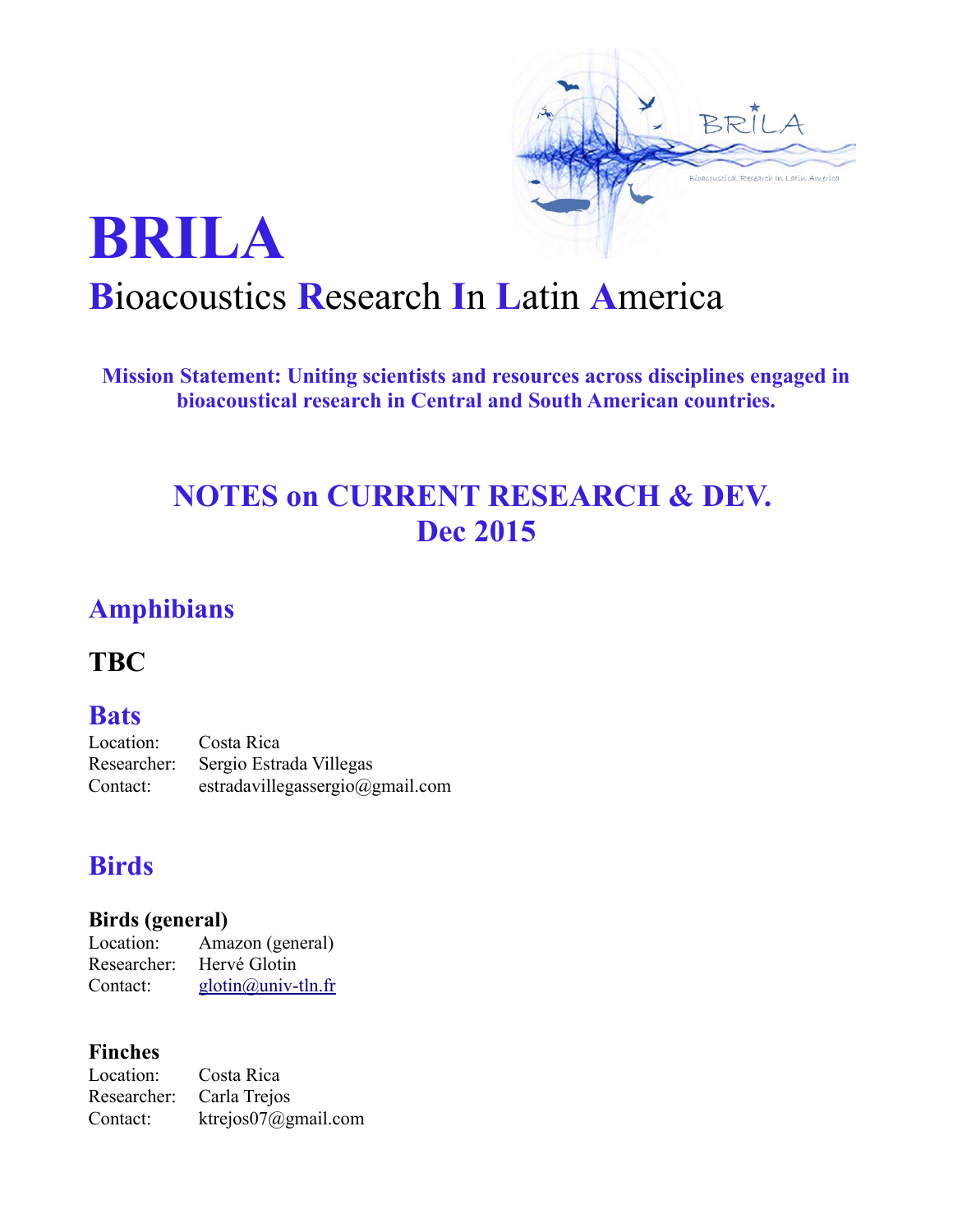# BRILA

## Bioacoustics Research In Latin America

**Mission Statement: Uniting scientists and resources across disciplines engaged in bioacoustical research in Central and South American countries.**

## NOTES on CURRENT RESEARCH & DEV.
## Dec 2015

## Amphibians

### TBC

## Bats

Location: Costa Rica
Researcher: Sergio Estrada Villegas
Contact: estradavillegassergio@gmail.com

## Birds

### Birds (general)

Location: Amazon (general)
Researcher: Hervé Glotin
Contact: glotin@univ-tln.fr

### Finches

Location: Costa Rica
Researcher: Carla Trejos
Contact: ktrejos07@gmail.com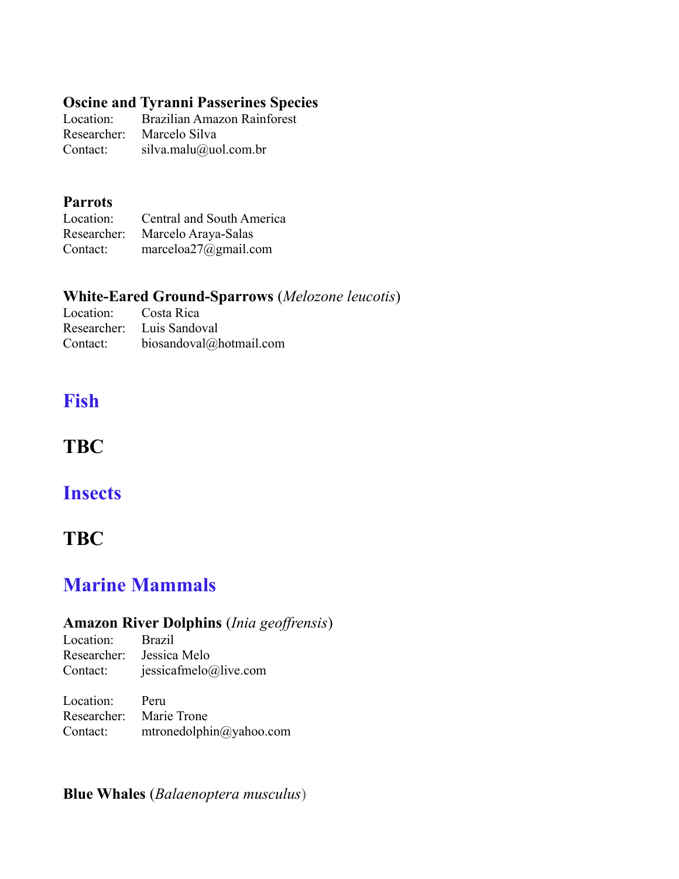### Oscine and Tyranni Passerines Species

Location: Brazilian Amazon Rainforest
Researcher: Marcelo Silva
Contact: silva.malu@uol.com.br

### Parrots

Location: Central and South America
Researcher: Marcelo Araya-Salas
Contact: marceloa27@gmail.com

### White-Eared Ground-Sparrows (*Melozone leucotis*)

Location: Costa Rica
Researcher: Luis Sandoval
Contact: biosandoval@hotmail.com

## Fish

## TBC

## Insects

## TBC

## Marine Mammals

### Amazon River Dolphins (*Inia geoffrensis*)

Location: Brazil
Researcher: Jessica Melo
Contact: jessicafmelo@live.com

Location: Peru
Researcher: Marie Trone
Contact: mtronedolphin@yahoo.com

### Blue Whales (*Balaenoptera musculus*)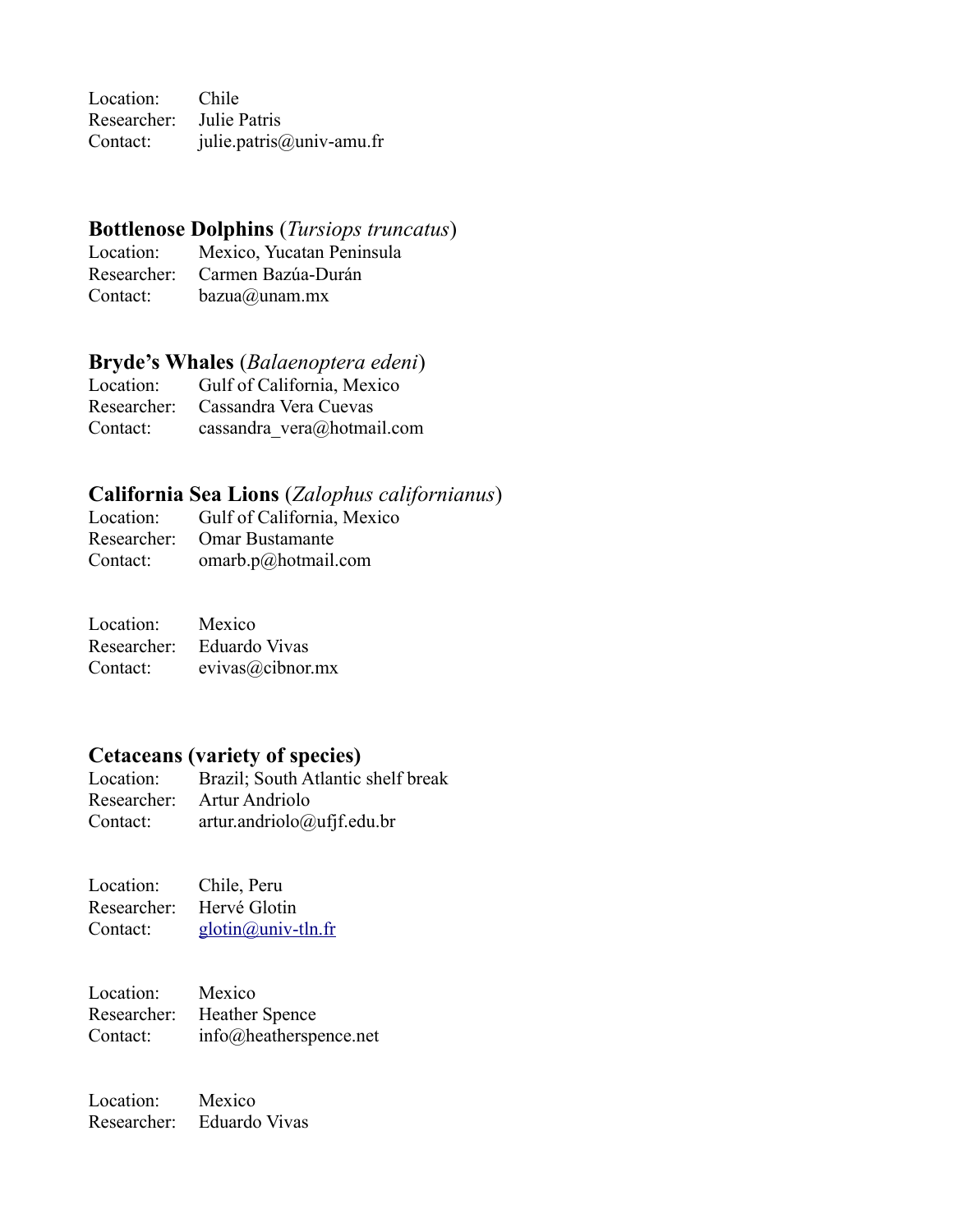Location: Chile
Researcher: Julie Patris
Contact: julie.patris@univ-amu.fr

### **Bottlenose Dolphins** (*Tursiops truncatus*)

Location: Mexico, Yucatan Peninsula
Researcher: Carmen Bazúa-Durán
Contact: bazua@unam.mx

### **Bryde's Whales** (*Balaenoptera edeni*)

Location: Gulf of California, Mexico
Researcher: Cassandra Vera Cuevas
Contact: cassandra_vera@hotmail.com

### **California Sea Lions** (*Zalophus californianus*)

Location: Gulf of California, Mexico
Researcher: Omar Bustamante
Contact: omarb.p@hotmail.com

Location: Mexico
Researcher: Eduardo Vivas
Contact: evivas@cibnor.mx

### **Cetaceans (variety of species)**

Location: Brazil; South Atlantic shelf break
Researcher: Artur Andriolo
Contact: artur.andriolo@ufjf.edu.br

Location: Chile, Peru
Researcher: Hervé Glotin
Contact: glotin@univ-tln.fr

Location: Mexico
Researcher: Heather Spence
Contact: info@heatherspence.net

Location: Mexico
Researcher: Eduardo Vivas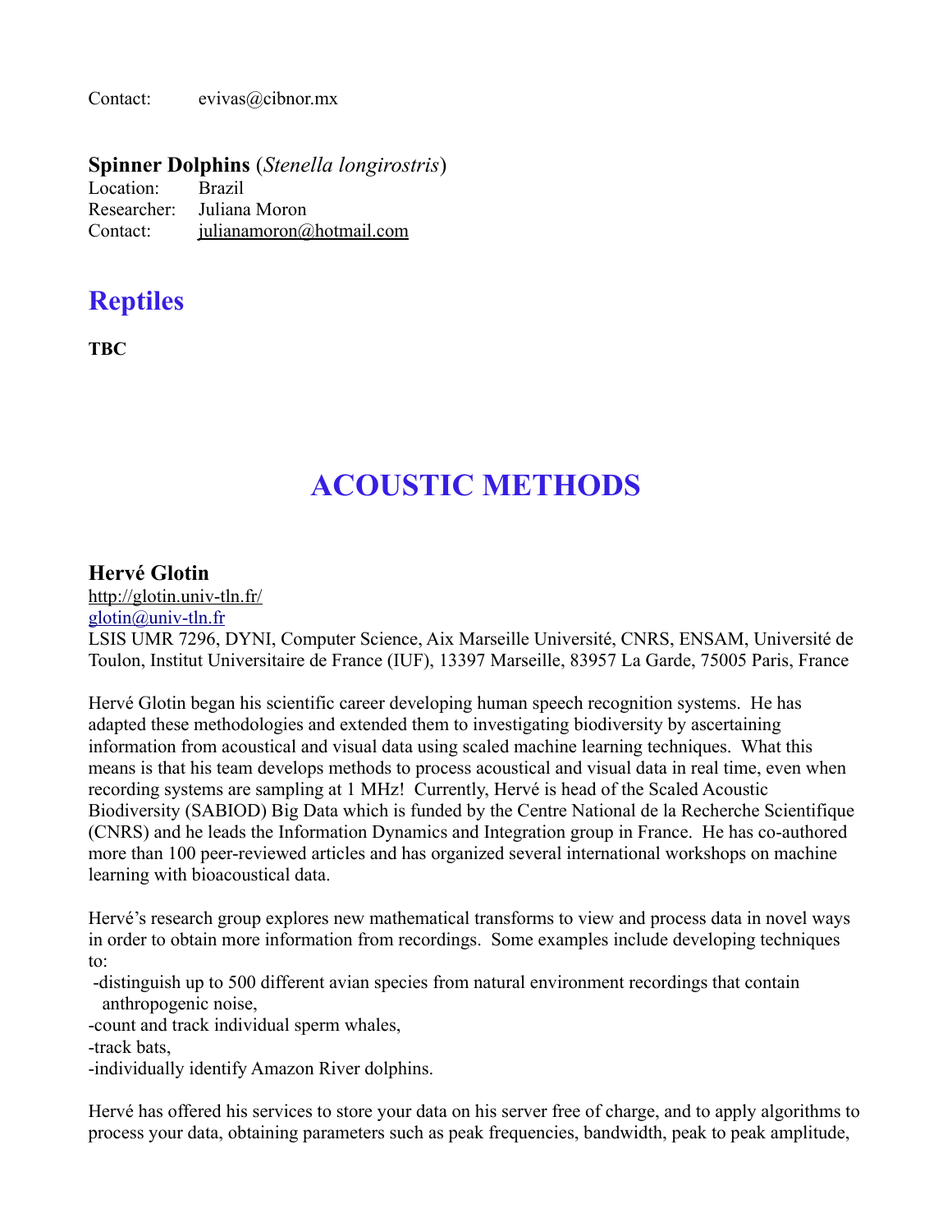Contact: evivas@cibnor.mx

### **Spinner Dolphins** (*Stenella longirostris*)

Location: Brazil
Researcher: Juliana Moron
Contact: julianamoron@hotmail.com

## Reptiles

**TBC**

# ACOUSTIC METHODS

### Hervé Glotin

http://glotin.univ-tln.fr/
glotin@univ-tln.fr
LSIS UMR 7296, DYNI, Computer Science, Aix Marseille Université, CNRS, ENSAM, Université de Toulon, Institut Universitaire de France (IUF), 13397 Marseille, 83957 La Garde, 75005 Paris, France

Hervé Glotin began his scientific career developing human speech recognition systems. He has adapted these methodologies and extended them to investigating biodiversity by ascertaining information from acoustical and visual data using scaled machine learning techniques. What this means is that his team develops methods to process acoustical and visual data in real time, even when recording systems are sampling at 1 MHz! Currently, Hervé is head of the Scaled Acoustic Biodiversity (SABIOD) Big Data which is funded by the Centre National de la Recherche Scientifique (CNRS) and he leads the Information Dynamics and Integration group in France. He has co-authored more than 100 peer-reviewed articles and has organized several international workshops on machine learning with bioacoustical data.

Hervé's research group explores new mathematical transforms to view and process data in novel ways in order to obtain more information from recordings. Some examples include developing techniques to:

- distinguish up to 500 different avian species from natural environment recordings that contain anthropogenic noise,
- count and track individual sperm whales,
- track bats,
- individually identify Amazon River dolphins.

Hervé has offered his services to store your data on his server free of charge, and to apply algorithms to process your data, obtaining parameters such as peak frequencies, bandwidth, peak to peak amplitude,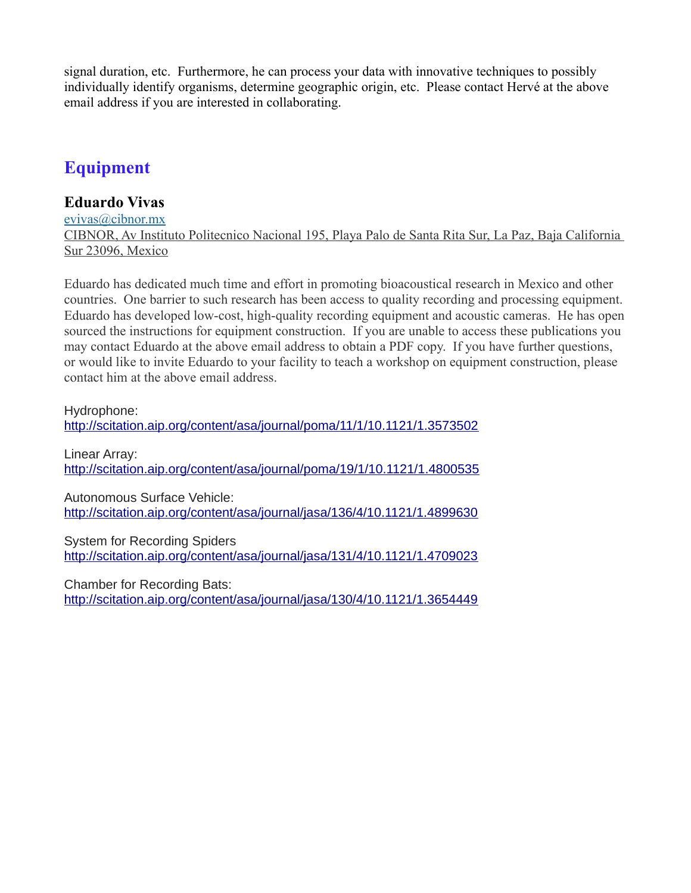signal duration, etc. Furthermore, he can process your data with innovative techniques to possibly individually identify organisms, determine geographic origin, etc. Please contact Hervé at the above email address if you are interested in collaborating.

## Equipment

### Eduardo Vivas

evivas@cibnor.mx
CIBNOR, Av Instituto Politecnico Nacional 195, Playa Palo de Santa Rita Sur, La Paz, Baja California Sur 23096, Mexico

Eduardo has dedicated much time and effort in promoting bioacoustical research in Mexico and other countries. One barrier to such research has been access to quality recording and processing equipment. Eduardo has developed low-cost, high-quality recording equipment and acoustic cameras. He has open sourced the instructions for equipment construction. If you are unable to access these publications you may contact Eduardo at the above email address to obtain a PDF copy. If you have further questions, or would like to invite Eduardo to your facility to teach a workshop on equipment construction, please contact him at the above email address.

Hydrophone:
http://scitation.aip.org/content/asa/journal/poma/11/1/10.1121/1.3573502

Linear Array:
http://scitation.aip.org/content/asa/journal/poma/19/1/10.1121/1.4800535

Autonomous Surface Vehicle:
http://scitation.aip.org/content/asa/journal/jasa/136/4/10.1121/1.4899630

System for Recording Spiders
http://scitation.aip.org/content/asa/journal/jasa/131/4/10.1121/1.4709023

Chamber for Recording Bats:
http://scitation.aip.org/content/asa/journal/jasa/130/4/10.1121/1.3654449